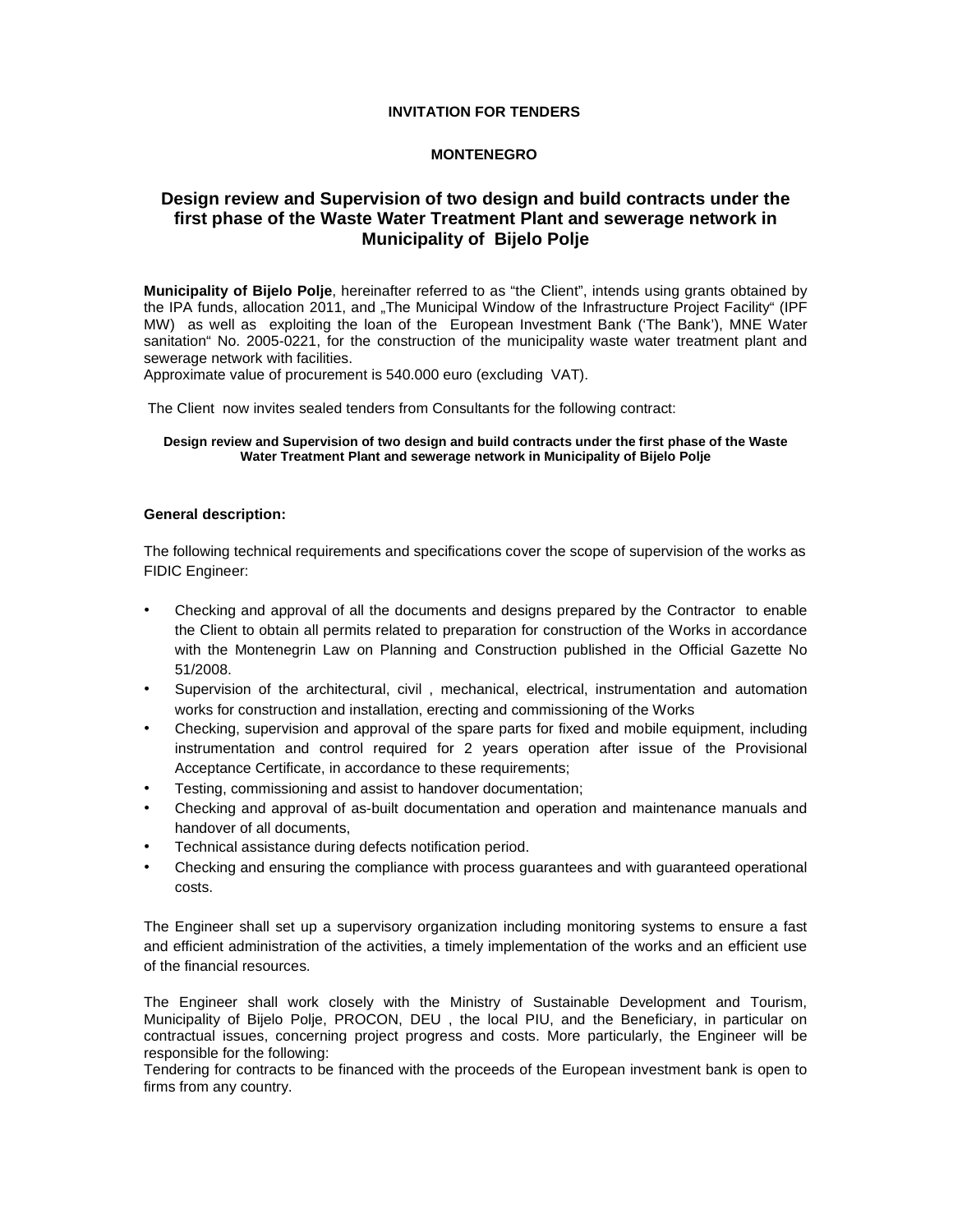**INVITATION FOR TENDERS**

**MONTENEGRO**

# Design review and Supervision of two design and build contracts under the first phase of the Waste Water Treatment Plant and sewerage network in Municipality of Bijelo Polje

**Municipality of Bijelo Polje**, hereinafter referred to as "the Client", intends using grants obtained by the IPA funds, allocation 2011, and „The Municipal Window of the Infrastructure Project Facility" (IPF MW) as well as exploiting the loan of the European Investment Bank ('The Bank'), MNE Water sanitation" No. 2005-0221, for the construction of the municipality waste water treatment plant and sewerage network with facilities.
Approximate value of procurement is 540.000 euro (excluding VAT).

The Client now invites sealed tenders from Consultants for the following contract:

**Design review and Supervision of two design and build contracts under the first phase of the Waste Water Treatment Plant and sewerage network in Municipality of Bijelo Polje**

**General description:**

The following technical requirements and specifications cover the scope of supervision of the works as FIDIC Engineer:

- Checking and approval of all the documents and designs prepared by the Contractor to enable the Client to obtain all permits related to preparation for construction of the Works in accordance with the Montenegrin Law on Planning and Construction published in the Official Gazette No 51/2008.
- Supervision of the architectural, civil , mechanical, electrical, instrumentation and automation works for construction and installation, erecting and commissioning of the Works
- Checking, supervision and approval of the spare parts for fixed and mobile equipment, including instrumentation and control required for 2 years operation after issue of the Provisional Acceptance Certificate, in accordance to these requirements;
- Testing, commissioning and assist to handover documentation;
- Checking and approval of as-built documentation and operation and maintenance manuals and handover of all documents,
- Technical assistance during defects notification period.
- Checking and ensuring the compliance with process guarantees and with guaranteed operational costs.

The Engineer shall set up a supervisory organization including monitoring systems to ensure a fast and efficient administration of the activities, a timely implementation of the works and an efficient use of the financial resources.

The Engineer shall work closely with the Ministry of Sustainable Development and Tourism, Municipality of Bijelo Polje, PROCON, DEU , the local PIU, and the Beneficiary, in particular on contractual issues, concerning project progress and costs. More particularly, the Engineer will be responsible for the following:
Tendering for contracts to be financed with the proceeds of the European investment bank is open to firms from any country.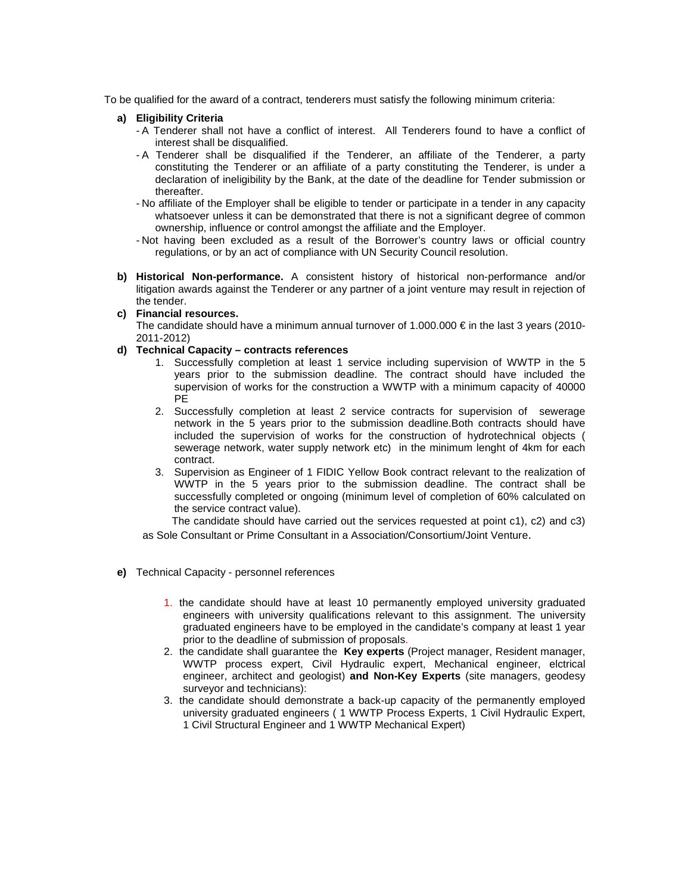To be qualified for the award of a contract, tenderers must satisfy the following minimum criteria:

**a) Eligibility Criteria**

- A Tenderer shall not have a conflict of interest. All Tenderers found to have a conflict of interest shall be disqualified.
- A Tenderer shall be disqualified if the Tenderer, an affiliate of the Tenderer, a party constituting the Tenderer or an affiliate of a party constituting the Tenderer, is under a declaration of ineligibility by the Bank, at the date of the deadline for Tender submission or thereafter.
- No affiliate of the Employer shall be eligible to tender or participate in a tender in any capacity whatsoever unless it can be demonstrated that there is not a significant degree of common ownership, influence or control amongst the affiliate and the Employer.
- Not having been excluded as a result of the Borrower's country laws or official country regulations, or by an act of compliance with UN Security Council resolution.

**b) Historical Non-performance.** A consistent history of historical non-performance and/or litigation awards against the Tenderer or any partner of a joint venture may result in rejection of the tender.

**c) Financial resources.**
The candidate should have a minimum annual turnover of 1.000.000 € in the last 3 years (2010-2011-2012)

**d) Technical Capacity – contracts references**

1. Successfully completion at least 1 service including supervision of WWTP in the 5 years prior to the submission deadline. The contract should have included the supervision of works for the construction a WWTP with a minimum capacity of 40000 PE
2. Successfully completion at least 2 service contracts for supervision of sewerage network in the 5 years prior to the submission deadline.Both contracts should have included the supervision of works for the construction of hydrotechnical objects ( sewerage network, water supply network etc) in the minimum lenght of 4km for each contract.
3. Supervision as Engineer of 1 FIDIC Yellow Book contract relevant to the realization of WWTP in the 5 years prior to the submission deadline. The contract shall be successfully completed or ongoing (minimum level of completion of 60% calculated on the service contract value).

The candidate should have carried out the services requested at point c1), c2) and c3) as Sole Consultant or Prime Consultant in a Association/Consortium/Joint Venture.

**e)** Technical Capacity - personnel references

1. the candidate should have at least 10 permanently employed university graduated engineers with university qualifications relevant to this assignment. The university graduated engineers have to be employed in the candidate's company at least 1 year prior to the deadline of submission of proposals.
2. the candidate shall guarantee the **Key experts** (Project manager, Resident manager, WWTP process expert, Civil Hydraulic expert, Mechanical engineer, elctrical engineer, architect and geologist) **and Non-Key Experts** (site managers, geodesy surveyor and technicians):
3. the candidate should demonstrate a back-up capacity of the permanently employed university graduated engineers ( 1 WWTP Process Experts, 1 Civil Hydraulic Expert, 1 Civil Structural Engineer and 1 WWTP Mechanical Expert)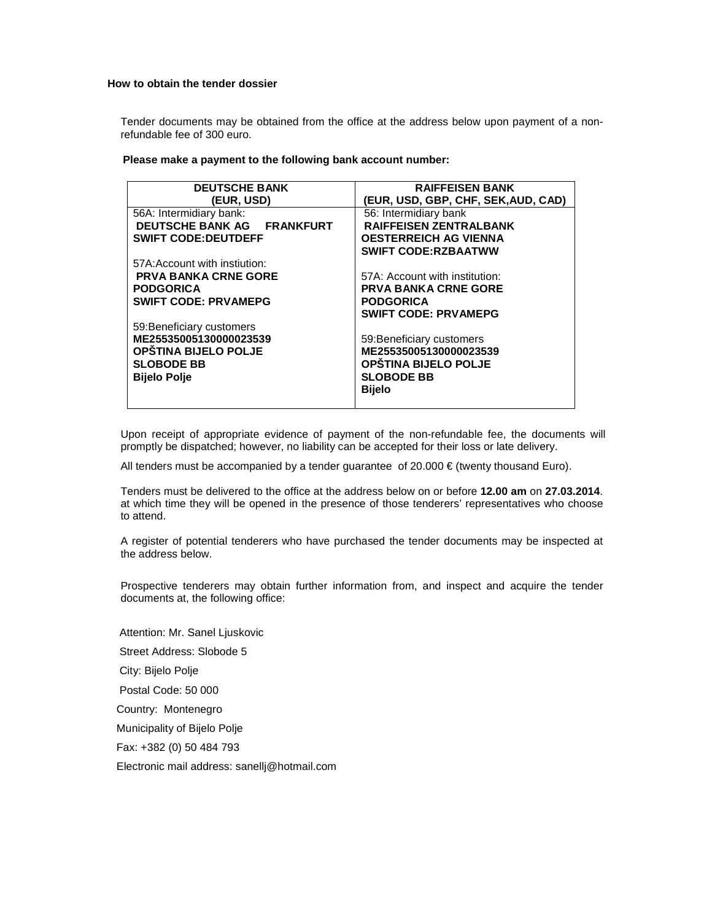**How to obtain the tender dossier**

Tender documents may be obtained from the office at the address below upon payment of a non-refundable fee of 300 euro.

**Please make a payment to the following bank account number:**

| **DEUTSCHE BANK (EUR, USD)** | **RAIFFEISEN BANK (EUR, USD, GBP, CHF, SEK,AUD, CAD)** |
|---|---|
| 56A: Intermidiary bank:<br>**DEUTSCHE BANK AG FRANKFURT**<br>**SWIFT CODE:DEUTDEFF**<br><br>57A:Account with instiution:<br>**PRVA BANKA CRNE GORE**<br>**PODGORICA**<br>**SWIFT CODE: PRVAMEPG**<br><br>59:Beneficiary customers<br>**ME25535005130000023539**<br>**OPŠTINA BIJELO POLJE**<br>**SLOBODE BB**<br>**Bijelo Polje** | 56: Intermidiary bank<br>**RAIFFEISEN ZENTRALBANK**<br>**OESTERREICH AG VIENNA**<br>**SWIFT CODE:RZBAATWW**<br><br>57A: Account with institution:<br>**PRVA BANKA CRNE GORE**<br>**PODGORICA**<br>**SWIFT CODE: PRVAMEPG**<br><br>59:Beneficiary customers<br>**ME25535005130000023539**<br>**OPŠTINA BIJELO POLJE**<br>**SLOBODE BB**<br>**Bijelo** |

Upon receipt of appropriate evidence of payment of the non-refundable fee, the documents will promptly be dispatched; however, no liability can be accepted for their loss or late delivery.

All tenders must be accompanied by a tender guarantee of 20.000 € (twenty thousand Euro).

Tenders must be delivered to the office at the address below on or before **12.00 am** on **27.03.2014**. at which time they will be opened in the presence of those tenderers' representatives who choose to attend.

A register of potential tenderers who have purchased the tender documents may be inspected at the address below.

Prospective tenderers may obtain further information from, and inspect and acquire the tender documents at, the following office:

Attention: Mr. Sanel Ljuskovic

Street Address: Slobode 5

City: Bijelo Polje

Postal Code: 50 000

Country: Montenegro

Municipality of Bijelo Polje

Fax: +382 (0) 50 484 793

Electronic mail address: sanellj@hotmail.com